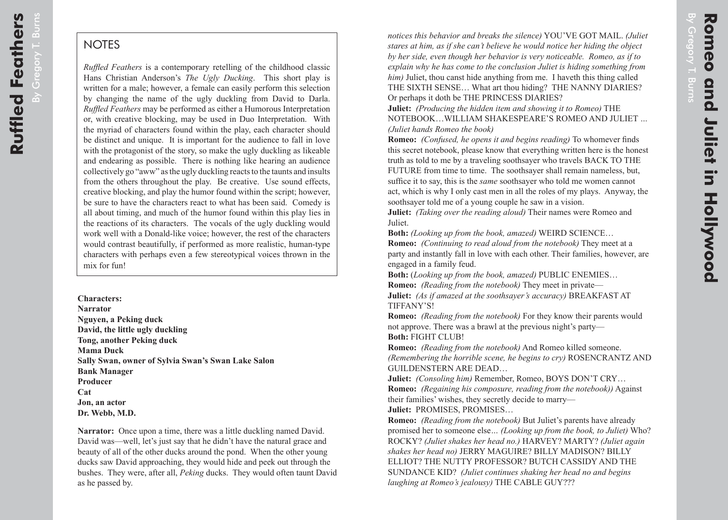## NOTES

*Ruffled Feathers* is a contemporary retelling of the childhood classic Hans Christian Anderson's *The Ugly Ducking*. This short play is written for a male; however, a female can easily perform this selection by changing the name of the ugly duckling from David to Darla. *Ruffled Feathers* may be performed as either a Humorous Interpretation or, with creative blocking, may be used in Duo Interpretation. With the myriad of characters found within the play, each character should be distinct and unique. It is important for the audience to fall in love with the protagonist of the story, so make the ugly duckling as likeable and endearing as possible. There is nothing like hearing an audience collectively go "aww" as the ugly duckling reacts to the taunts and insults from the others throughout the play. Be creative. Use sound effects, creative blocking, and play the humor found within the script; however, be sure to have the characters react to what has been said. Comedy is all about timing, and much of the humor found within this play lies in the reactions of its characters. The vocals of the ugly duckling would work well with a Donald-like voice; however, the rest of the characters would contrast beautifully, if performed as more realistic, human-type characters with perhaps even a few stereotypical voices thrown in the mix for fun!

**Characters:**
**Narrator**
**Nguyen, a Peking duck**
**David, the little ugly duckling**
**Tong, another Peking duck**
**Mama Duck**
**Sally Swan, owner of Sylvia Swan's Swan Lake Salon**
**Bank Manager**
**Producer**
**Cat**
**Jon, an actor**
**Dr. Webb, M.D.**

**Narrator:** Once upon a time, there was a little duckling named David. David was—well, let's just say that he didn't have the natural grace and beauty of all of the other ducks around the pond. When the other young ducks saw David approaching, they would hide and peek out through the bushes. They were, after all, *Peking* ducks. They would often taunt David as he passed by.

*notices this behavior and breaks the silence)* YOU'VE GOT MAIL. *(Juliet stares at him, as if she can't believe he would notice her hiding the object by her side, even though her behavior is very noticeable. Romeo, as if to explain why he has come to the conclusion Juliet is hiding something from him)* Juliet, thou canst hide anything from me. I haveth this thing called THE SIXTH SENSE… What art thou hiding? THE NANNY DIARIES? Or perhaps it doth be THE PRINCESS DIARIES?

**Juliet:** *(Producing the hidden item and showing it to Romeo)* THE NOTEBOOK…WILLIAM SHAKESPEARE'S ROMEO AND JULIET ... *(Juliet hands Romeo the book)*

**Romeo:** *(Confused, he opens it and begins reading)* To whomever finds this secret notebook, please know that everything written here is the honest truth as told to me by a traveling soothsayer who travels BACK TO THE FUTURE from time to time. The soothsayer shall remain nameless, but, suffice it to say, this is the *same* soothsayer who told me women cannot act, which is why I only cast men in all the roles of my plays. Anyway, the soothsayer told me of a young couple he saw in a vision.

**Juliet:** *(Taking over the reading aloud)* Their names were Romeo and Juliet.

**Both:** *(Looking up from the book, amazed)* WEIRD SCIENCE…

**Romeo:** *(Continuing to read aloud from the notebook)* They meet at a party and instantly fall in love with each other. Their families, however, are engaged in a family feud.

**Both:** (*Looking up from the book, amazed)* PUBLIC ENEMIES…

**Romeo:** *(Reading from the notebook)* They meet in private—

**Juliet:** *(As if amazed at the soothsayer's accuracy)* BREAKFAST AT TIFFANY'S!

**Romeo:** *(Reading from the notebook)* For they know their parents would not approve. There was a brawl at the previous night's party—

**Both:** FIGHT CLUB!

**Romeo:** *(Reading from the notebook)* And Romeo killed someone. *(Remembering the horrible scene, he begins to cry)* ROSENCRANTZ AND GUILDENSTERN ARE DEAD…

**Juliet:** *(Consoling him)* Remember, Romeo, BOYS DON'T CRY…

**Romeo:** *(Regaining his composure, reading from the notebook))* Against their families' wishes, they secretly decide to marry—

**Juliet:** PROMISES, PROMISES…

**Romeo:** *(Reading from the notebook)* But Juliet's parents have already promised her to someone else*… (Looking up from the book, to Juliet)* Who? ROCKY? *(Juliet shakes her head no.)* HARVEY? MARTY? *(Juliet again shakes her head no)* JERRY MAGUIRE? BILLY MADISON? BILLY ELLIOT? THE NUTTY PROFESSOR? BUTCH CASSIDY AND THE SUNDANCE KID? *(Juliet continues shaking her head no and begins laughing at Romeo's jealousy)* THE CABLE GUY???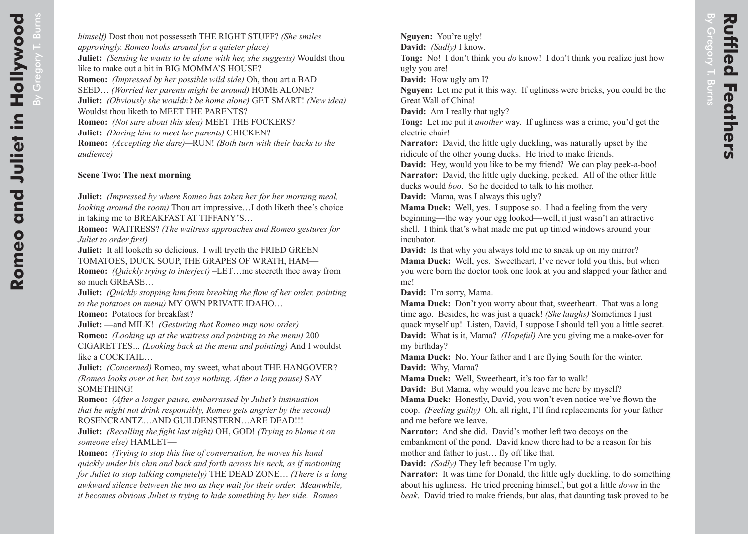*himself)* Dost thou not possesseth THE RIGHT STUFF? *(She smiles approvingly. Romeo looks around for a quieter place)*

**Juliet:** *(Sensing he wants to be alone with her, she suggests)* Wouldst thou like to make out a bit in BIG MOMMA'S HOUSE?

**Romeo:** *(Impressed by her possible wild side)* Oh, thou art a BAD SEED… *(Worried her parents might be around)* HOME ALONE?

**Juliet:** *(Obviously she wouldn't be home alone)* GET SMART! *(New idea)* Wouldst thou liketh to MEET THE PARENTS?

**Romeo:** *(Not sure about this idea)* MEET THE FOCKERS?

**Juliet:** *(Daring him to meet her parents)* CHICKEN?

**Romeo:** *(Accepting the dare)*—RUN! *(Both turn with their backs to the audience)*

**Scene Two: The next morning**

**Juliet:** *(Impressed by where Romeo has taken her for her morning meal, looking around the room)* Thou art impressive…I doth liketh thee's choice in taking me to BREAKFAST AT TIFFANY'S…

**Romeo:** WAITRESS? *(The waitress approaches and Romeo gestures for Juliet to order first)*

**Juliet:** It all looketh so delicious. I will tryeth the FRIED GREEN TOMATOES, DUCK SOUP, THE GRAPES OF WRATH, HAM—

**Romeo:** *(Quickly trying to interject)* –LET…me steereth thee away from so much GREASE…

**Juliet:** *(Quickly stopping him from breaking the flow of her order, pointing to the potatoes on menu)* MY OWN PRIVATE IDAHO…

**Romeo:** Potatoes for breakfast?

**Juliet:** —and MILK! *(Gesturing that Romeo may now order)*

**Romeo:** *(Looking up at the waitress and pointing to the menu)* 200 CIGARETTES*…* *(Looking back at the menu and pointing)* And I wouldst like a COCKTAIL…

**Juliet:** *(Concerned)* Romeo, my sweet, what about THE HANGOVER? *(Romeo looks over at her, but says nothing. After a long pause)* SAY SOMETHING!

**Romeo:** *(After a longer pause, embarrassed by Juliet's insinuation that he might not drink responsibly, Romeo gets angrier by the second)* ROSENCRANTZ…AND GUILDENSTERN…ARE DEAD!!!

**Juliet:** *(Recalling the fight last night)* OH, GOD! *(Trying to blame it on someone else)* HAMLET—

**Romeo:** *(Trying to stop this line of conversation, he moves his hand quickly under his chin and back and forth across his neck, as if motioning for Juliet to stop talking completely)* THE DEAD ZONE… *(There is a long awkward silence between the two as they wait for their order. Meanwhile, it becomes obvious Juliet is trying to hide something by her side. Romeo*

**Nguyen:** You're ugly!

**David:** *(Sadly)* I know.

**Tong:** No! I don't think you *do* know! I don't think you realize just how ugly you are!

**David:** How ugly am I?

**Nguyen:** Let me put it this way. If ugliness were bricks, you could be the Great Wall of China!

**David:** Am I really that ugly?

**Tong:** Let me put it *another* way. If ugliness was a crime, you'd get the electric chair!

**Narrator:** David, the little ugly duckling, was naturally upset by the ridicule of the other young ducks. He tried to make friends.

**David:** Hey, would you like to be my friend? We can play peek-a-boo!

**Narrator:** David, the little ugly ducking, peeked. All of the other little ducks would *boo*. So he decided to talk to his mother.

**David:** Mama, was I always this ugly?

**Mama Duck:** Well, yes. I suppose so. I had a feeling from the very beginning—the way your egg looked—well, it just wasn't an attractive shell. I think that's what made me put up tinted windows around your incubator.

**David:** Is that why you always told me to sneak up on my mirror?

**Mama Duck:** Well, yes. Sweetheart, I've never told you this, but when you were born the doctor took one look at you and slapped your father and me!

**David:** I'm sorry, Mama.

**Mama Duck:** Don't you worry about that, sweetheart. That was a long time ago. Besides, he was just a quack! *(She laughs)* Sometimes I just quack myself up! Listen, David, I suppose I should tell you a little secret.

**David:** What is it, Mama? *(Hopeful)* Are you giving me a make-over for my birthday?

**Mama Duck:** No. Your father and I are flying South for the winter.

**David:** Why, Mama?

**Mama Duck:** Well, Sweetheart, it's too far to walk!

**David:** But Mama, why would you leave me here by myself?

**Mama Duck:** Honestly, David, you won't even notice we've flown the coop. *(Feeling guilty)* Oh, all right, I'll find replacements for your father and me before we leave.

**Narrator:** And she did. David's mother left two decoys on the embankment of the pond. David knew there had to be a reason for his mother and father to just… fly off like that.

**David:** *(Sadly)* They left because I'm ugly.

**Narrator:** It was time for Donald, the little ugly duckling, to do something about his ugliness. He tried preening himself, but got a little *down* in the *beak*. David tried to make friends, but alas, that daunting task proved to be